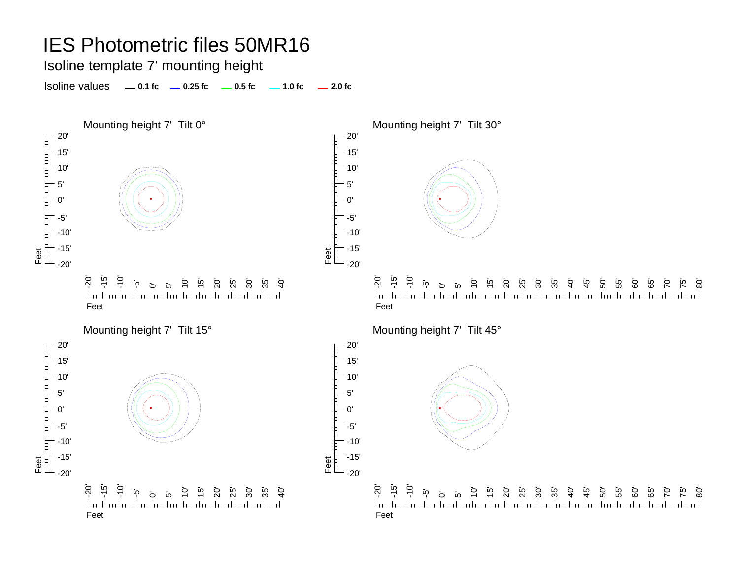# IES Photometric files 50MR16

## Isoline template 7' mounting height

Isoline values — 0.1 fc — 0.25 fc — 0.5 fc — 1.0 fc — 2.0 fc

Mounting height 7' Tilt 0°

Mounting height 7' Tilt 30°

Mounting height 7' Tilt 15°

Mounting height 7' Tilt 45°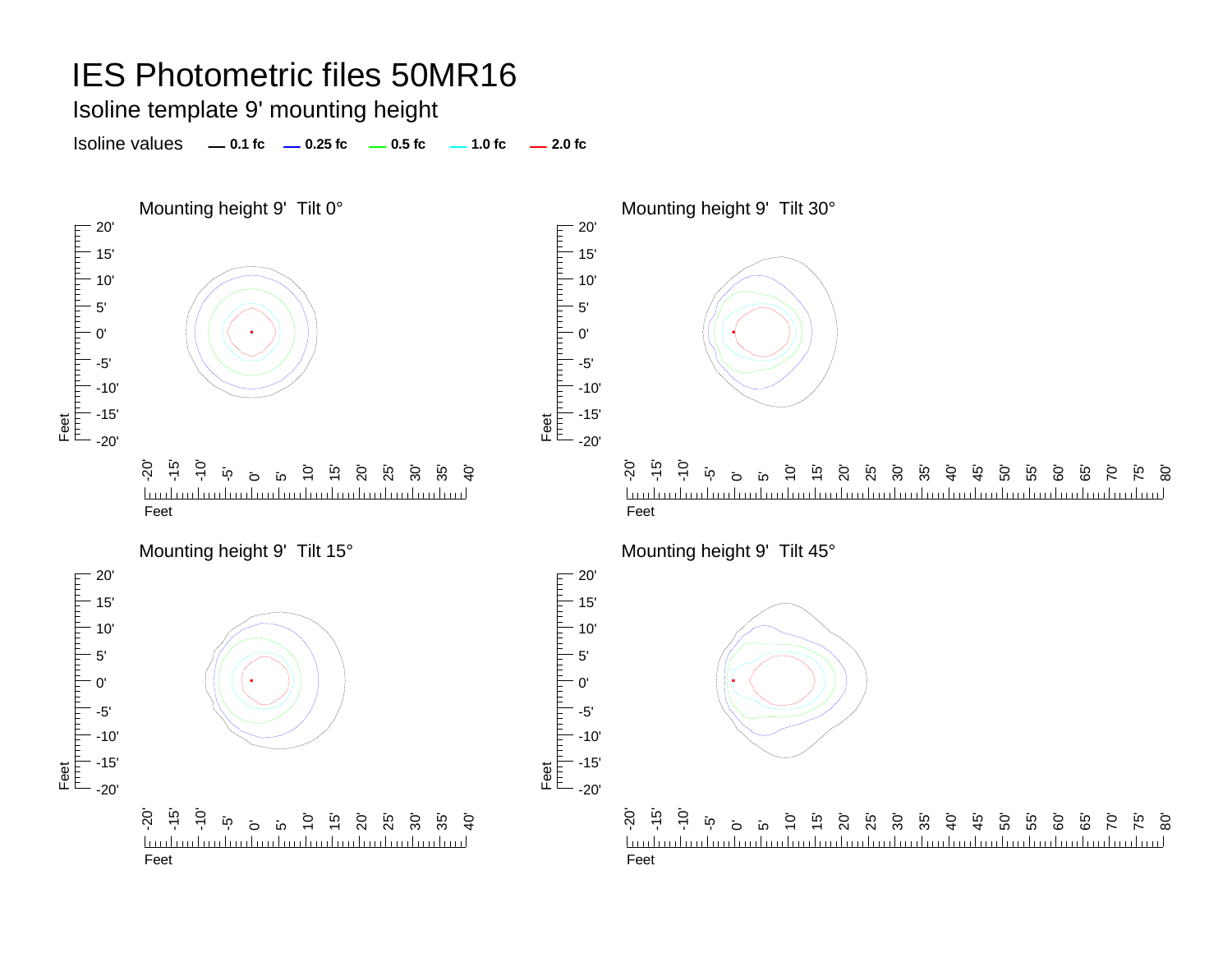# IES Photometric files 50MR16

Isoline template 9' mounting height

Isoline values — 0.1 fc — 0.25 fc — 0.5 fc — 1.0 fc — 2.0 fc

Mounting height 9' Tilt 0°

Mounting height 9' Tilt 30°

Mounting height 9' Tilt 15°

Mounting height 9' Tilt 45°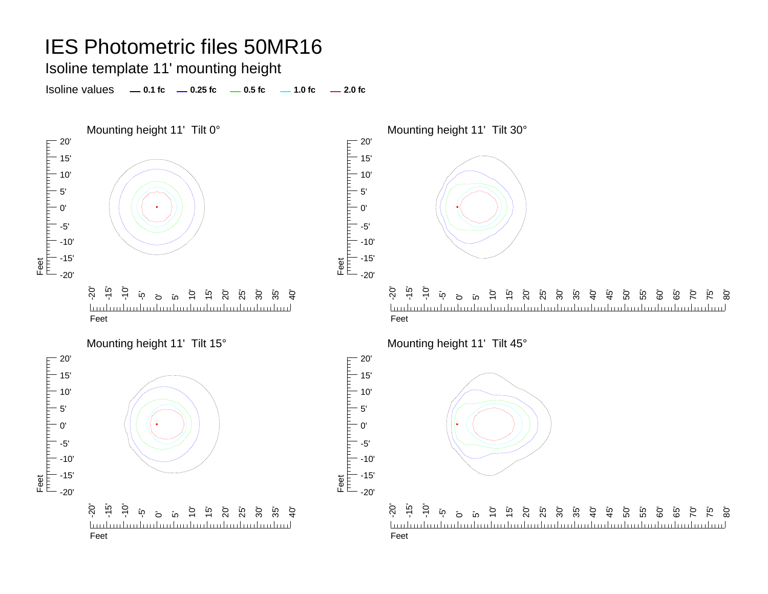# IES Photometric files 50MR16

## Isoline template 11' mounting height

Isoline values — 0.1 fc — 0.25 fc — 0.5 fc — 1.0 fc — 2.0 fc

### Mounting height 11' Tilt 0°

### Mounting height 11' Tilt 30°

### Mounting height 11' Tilt 15°

### Mounting height 11' Tilt 45°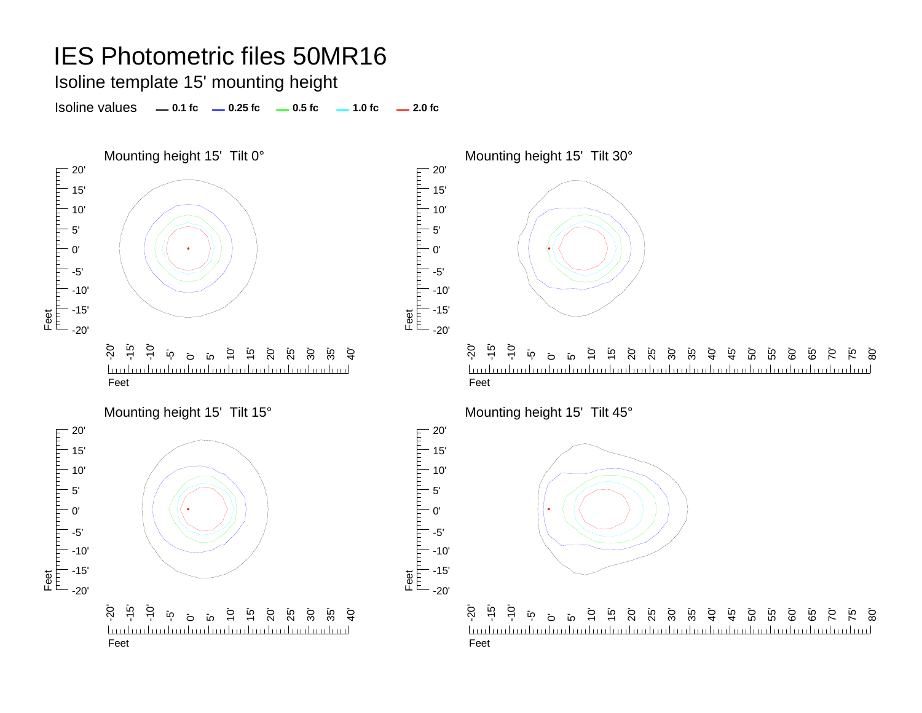# IES Photometric files 50MR16

## Isoline template 15' mounting height

Isoline values — 0.1 fc — 0.25 fc — 0.5 fc — 1.0 fc — 2.0 fc

### Mounting height 15' Tilt 0°

### Mounting height 15' Tilt 30°

### Mounting height 15' Tilt 15°

### Mounting height 15' Tilt 45°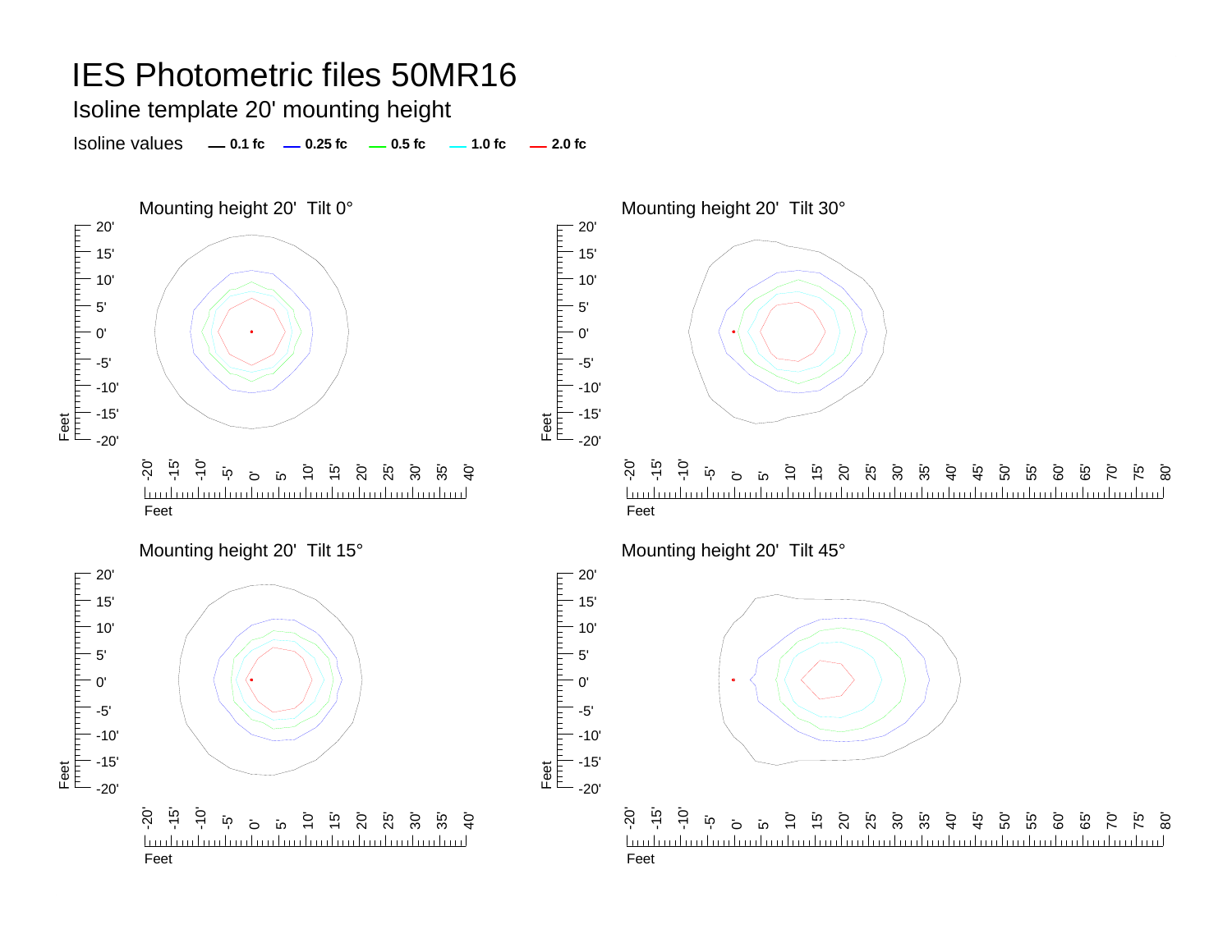# IES Photometric files 50MR16

Isoline template 20' mounting height

Isoline values — 0.1 fc — 0.25 fc — 0.5 fc — 1.0 fc — 2.0 fc

Mounting height 20' Tilt 0°

Mounting height 20' Tilt 30°

Mounting height 20' Tilt 15°

Mounting height 20' Tilt 45°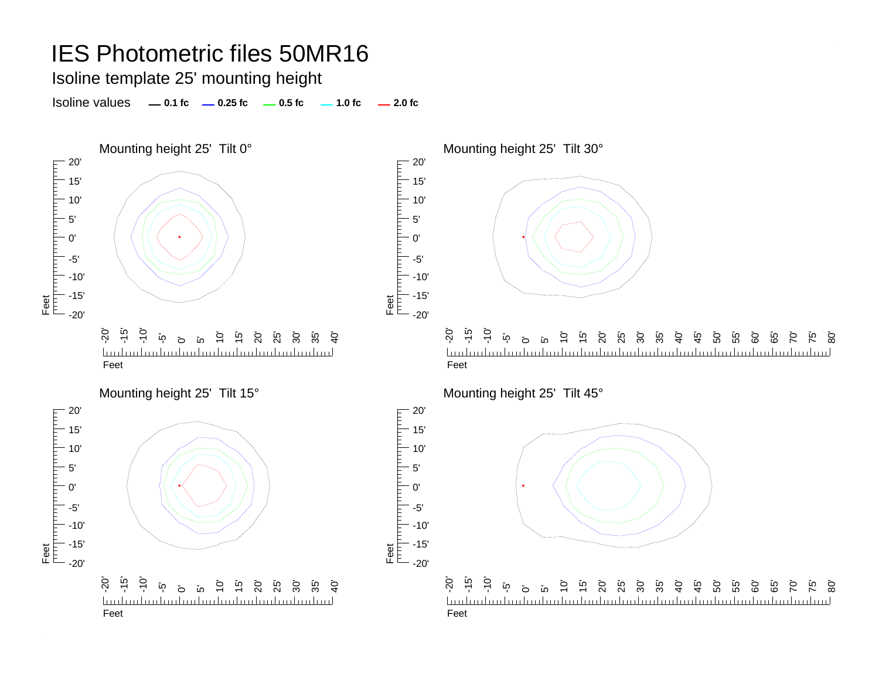# IES Photometric files 50MR16

## Isoline template 25' mounting height

Isoline values — 0.1 fc — 0.25 fc — 0.5 fc — 1.0 fc — 2.0 fc

Mounting height 25' Tilt 0°

Mounting height 25' Tilt 30°

Mounting height 25' Tilt 15°

Mounting height 25' Tilt 45°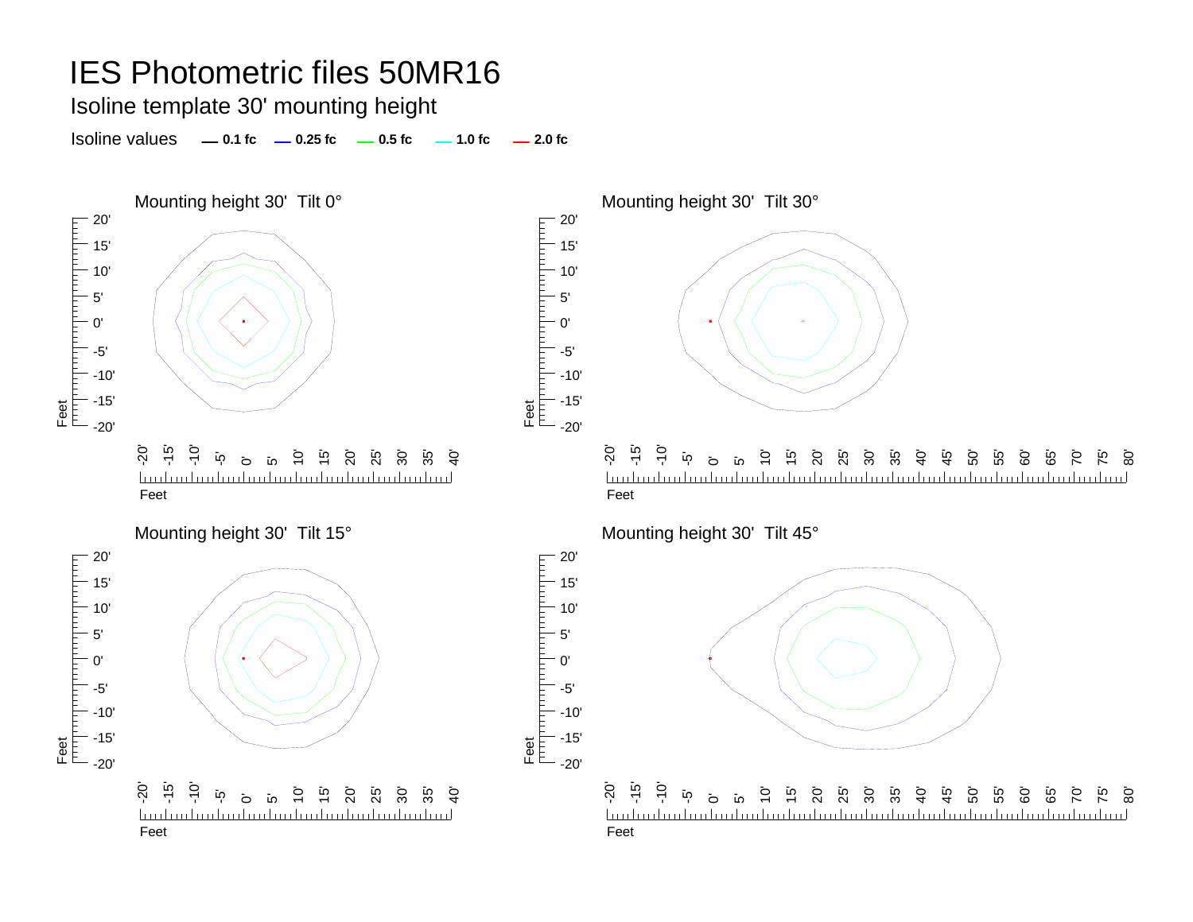# IES Photometric files 50MR16

Isoline template 30' mounting height

Isoline values — 0.1 fc — 0.25 fc — 0.5 fc — 1.0 fc — 2.0 fc

Mounting height 30' Tilt 0°

20' 15' 10' 5' 0' -5' -10' -15' -20'

Feet

-20' -15' -10' -5' 0' 5' 10' 15' 20' 25' 30' 35' 40'

Feet

Mounting height 30' Tilt 30°

20' 15' 10' 5' 0' -5' -10' -15' -20'

Feet

-20' -15' -10' -5' 0' 5' 10' 15' 20' 25' 30' 35' 40' 45' 50' 55' 60' 65' 70' 75' 80'

Feet

Mounting height 30' Tilt 15°

20' 15' 10' 5' 0' -5' -10' -15' -20'

Feet

-20' -15' -10' -5' 0' 5' 10' 15' 20' 25' 30' 35' 40'

Feet

Mounting height 30' Tilt 45°

20' 15' 10' 5' 0' -5' -10' -15' -20'

Feet

-20' -15' -10' -5' 0' 5' 10' 15' 20' 25' 30' 35' 40' 45' 50' 55' 60' 65' 70' 75' 80'

Feet